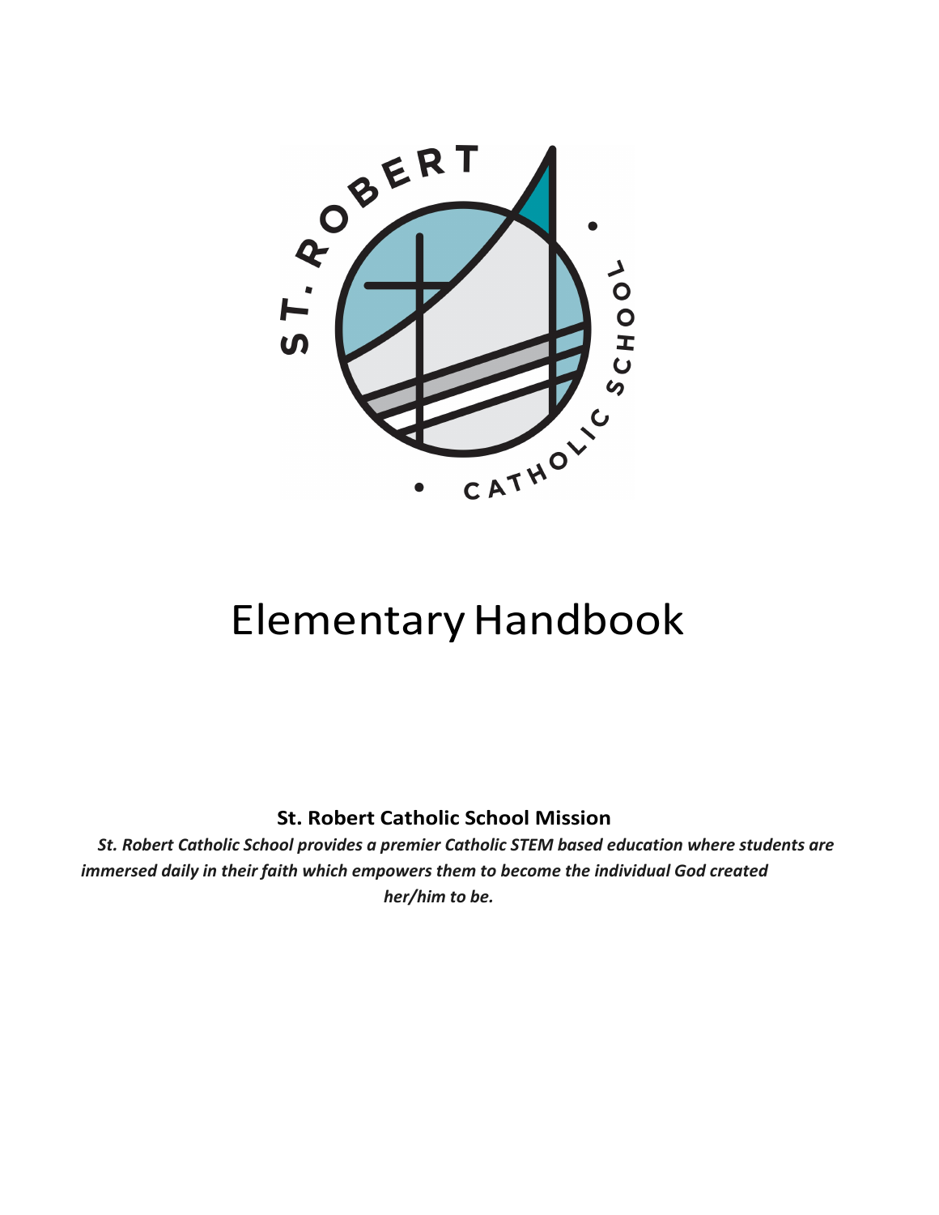# Elementary Handbook

**St. Robert Catholic School Mission**

***St. Robert Catholic School provides a premier Catholic STEM based education where students are immersed daily in their faith which empowers them to become the individual God created her/him to be.***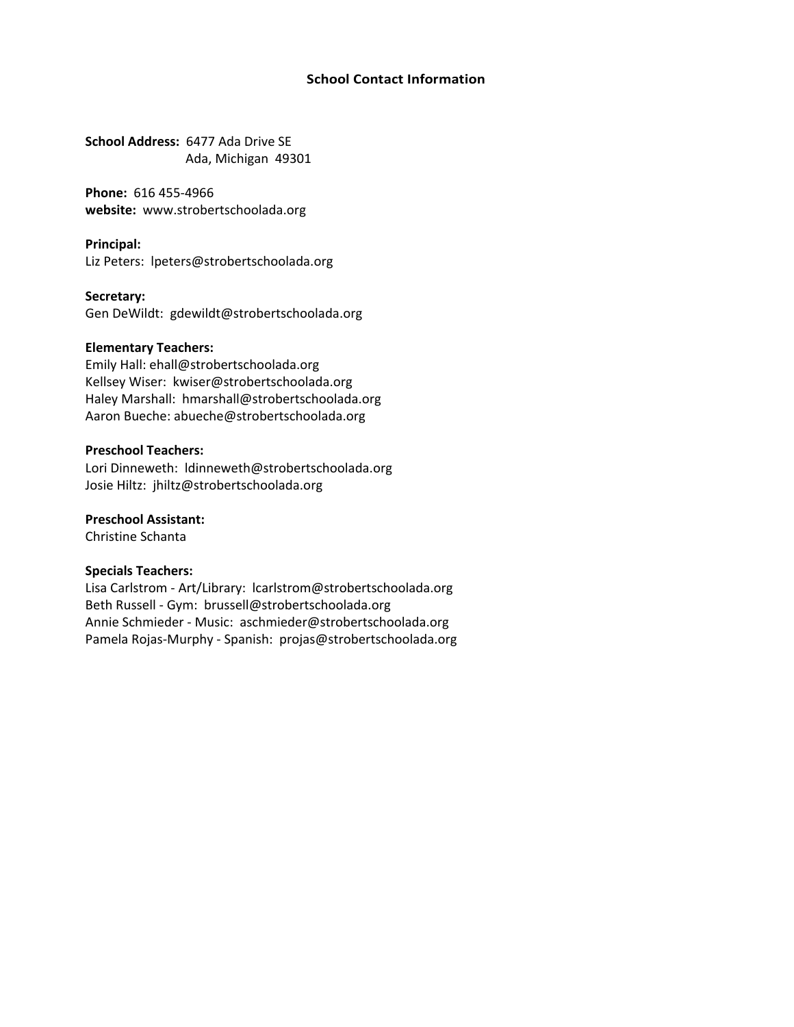## School Contact Information

**School Address:** 6477 Ada Drive SE
Ada, Michigan 49301

**Phone:** 616 455-4966
**website:** www.strobertschoolada.org

**Principal:**
Liz Peters: lpeters@strobertschoolada.org

**Secretary:**
Gen DeWildt: gdewildt@strobertschoolada.org

**Elementary Teachers:**
Emily Hall: ehall@strobertschoolada.org
Kellsey Wiser: kwiser@strobertschoolada.org
Haley Marshall: hmarshall@strobertschoolada.org
Aaron Bueche: abueche@strobertschoolada.org

**Preschool Teachers:**
Lori Dinneweth: ldinneweth@strobertschoolada.org
Josie Hiltz: jhiltz@strobertschoolada.org

**Preschool Assistant:**
Christine Schanta

**Specials Teachers:**
Lisa Carlstrom - Art/Library: lcarlstrom@strobertschoolada.org
Beth Russell - Gym: brussell@strobertschoolada.org
Annie Schmieder - Music: aschmieder@strobertschoolada.org
Pamela Rojas-Murphy - Spanish: projas@strobertschoolada.org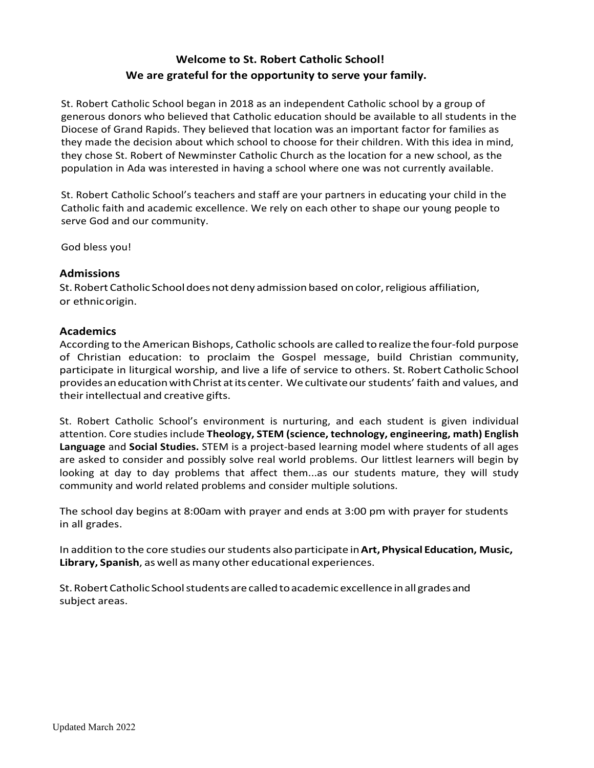## Welcome to St. Robert Catholic School!

## We are grateful for the opportunity to serve your family.

St. Robert Catholic School began in 2018 as an independent Catholic school by a group of generous donors who believed that Catholic education should be available to all students in the Diocese of Grand Rapids. They believed that location was an important factor for families as they made the decision about which school to choose for their children. With this idea in mind, they chose St. Robert of Newminster Catholic Church as the location for a new school, as the population in Ada was interested in having a school where one was not currently available.

St. Robert Catholic School's teachers and staff are your partners in educating your child in the Catholic faith and academic excellence. We rely on each other to shape our young people to serve God and our community.

God bless you!

### Admissions

St. Robert Catholic School does not deny admission based on color, religious affiliation, or ethnic origin.

### Academics

According to the American Bishops, Catholic schools are called to realize the four-fold purpose of Christian education: to proclaim the Gospel message, build Christian community, participate in liturgical worship, and live a life of service to others. St. Robert Catholic School provides an education with Christ at its center. We cultivate our students' faith and values, and their intellectual and creative gifts.

St. Robert Catholic School's environment is nurturing, and each student is given individual attention. Core studies include **Theology, STEM (science, technology, engineering, math) English Language** and **Social Studies.** STEM is a project-based learning model where students of all ages are asked to consider and possibly solve real world problems. Our littlest learners will begin by looking at day to day problems that affect them...as our students mature, they will study community and world related problems and consider multiple solutions.

The school day begins at 8:00am with prayer and ends at 3:00 pm with prayer for students in all grades.

In addition to the core studies our students also participate in **Art, Physical Education, Music, Library, Spanish**, as well as many other educational experiences.

St. Robert Catholic School students are called to academic excellence in all grades and subject areas.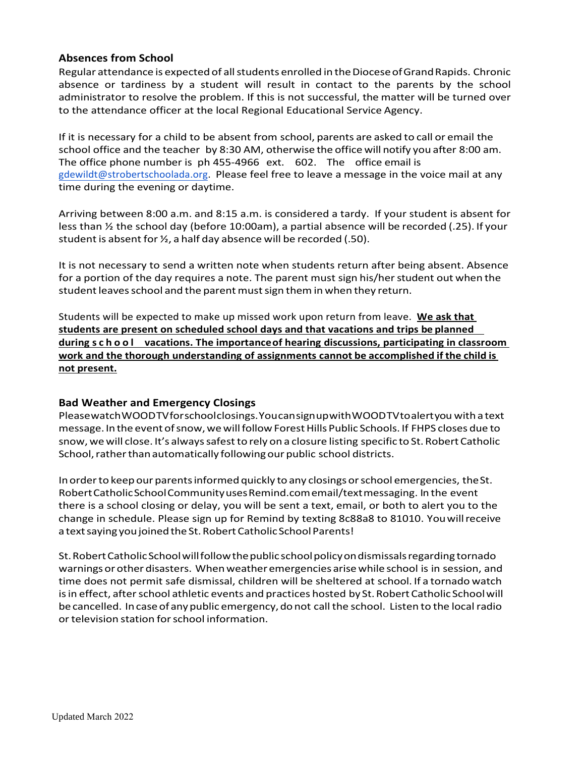## Absences from School

Regular attendance is expected of all students enrolled in the Diocese of Grand Rapids. Chronic absence or tardiness by a student will result in contact to the parents by the school administrator to resolve the problem. If this is not successful, the matter will be turned over to the attendance officer at the local Regional Educational Service Agency.

If it is necessary for a child to be absent from school, parents are asked to call or email the school office and the teacher by 8:30 AM, otherwise the office will notify you after 8:00 am. The office phone number is ph 455-4966 ext. 602. The office email is gdewildt@strobertschoolada.org. Please feel free to leave a message in the voice mail at any time during the evening or daytime.

Arriving between 8:00 a.m. and 8:15 a.m. is considered a tardy. If your student is absent for less than ½ the school day (before 10:00am), a partial absence will be recorded (.25). If your student is absent for ½, a half day absence will be recorded (.50).

It is not necessary to send a written note when students return after being absent. Absence for a portion of the day requires a note. The parent must sign his/her student out when the student leaves school and the parent must sign them in when they return.

Students will be expected to make up missed work upon return from leave. **We ask that students are present on scheduled school days and that vacations and trips be planned during school vacations. The importance of hearing discussions, participating in classroom work and the thorough understanding of assignments cannot be accomplished if the child is not present.**

## Bad Weather and Emergency Closings

Please watch WOOD TV for school closings. You can sign up with WOOD TV to alert you with a text message. In the event of snow, we will follow Forest Hills Public Schools. If FHPS closes due to snow, we will close. It's always safest to rely on a closure listing specific to St. Robert Catholic School, rather than automatically following our public school districts.

In order to keep our parents informed quickly to any closings or school emergencies, the St. Robert Catholic School Community uses Remind.com email/text messaging. In the event there is a school closing or delay, you will be sent a text, email, or both to alert you to the change in schedule. Please sign up for Remind by texting 8c88a8 to 81010. You will receive a text saying you joined the St. Robert Catholic School Parents!

St. Robert Catholic School will follow the public school policy on dismissals regarding tornado warnings or other disasters. When weather emergencies arise while school is in session, and time does not permit safe dismissal, children will be sheltered at school. If a tornado watch is in effect, after school athletic events and practices hosted by St. Robert Catholic School will be cancelled. In case of any public emergency, do not call the school. Listen to the local radio or television station for school information.

Updated March 2022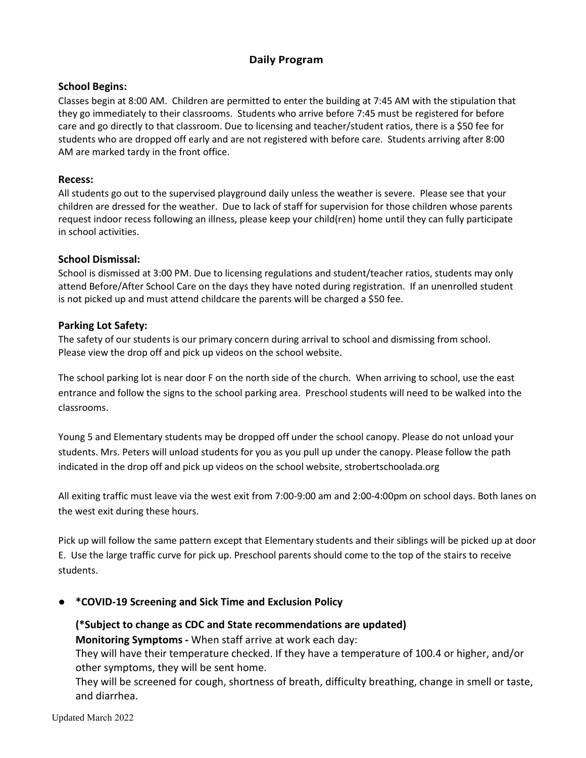## Daily Program

### School Begins:

Classes begin at 8:00 AM. Children are permitted to enter the building at 7:45 AM with the stipulation that they go immediately to their classrooms. Students who arrive before 7:45 must be registered for before care and go directly to that classroom. Due to licensing and teacher/student ratios, there is a $50 fee for students who are dropped off early and are not registered with before care. Students arriving after 8:00 AM are marked tardy in the front office.

### Recess:

All students go out to the supervised playground daily unless the weather is severe. Please see that your children are dressed for the weather. Due to lack of staff for supervision for those children whose parents request indoor recess following an illness, please keep your child(ren) home until they can fully participate in school activities.

### School Dismissal:

School is dismissed at 3:00 PM. Due to licensing regulations and student/teacher ratios, students may only attend Before/After School Care on the days they have noted during registration. If an unenrolled student is not picked up and must attend childcare the parents will be charged a $50 fee.

### Parking Lot Safety:

The safety of our students is our primary concern during arrival to school and dismissing from school. Please view the drop off and pick up videos on the school website.

The school parking lot is near door F on the north side of the church. When arriving to school, use the east entrance and follow the signs to the school parking area. Preschool students will need to be walked into the classrooms.

Young 5 and Elementary students may be dropped off under the school canopy. Please do not unload your students. Mrs. Peters will unload students for you as you pull up under the canopy. Please follow the path indicated in the drop off and pick up videos on the school website, strobertschoolada.org

All exiting traffic must leave via the west exit from 7:00-9:00 am and 2:00-4:00pm on school days. Both lanes on the west exit during these hours.

Pick up will follow the same pattern except that Elementary students and their siblings will be picked up at door E. Use the large traffic curve for pick up. Preschool parents should come to the top of the stairs to receive students.

- **\*COVID-19 Screening and Sick Time and Exclusion Policy**

  **(\*Subject to change as CDC and State recommendations are updated)**
  **Monitoring Symptoms -** When staff arrive at work each day:
  They will have their temperature checked. If they have a temperature of 100.4 or higher, and/or other symptoms, they will be sent home.
  They will be screened for cough, shortness of breath, difficulty breathing, change in smell or taste, and diarrhea.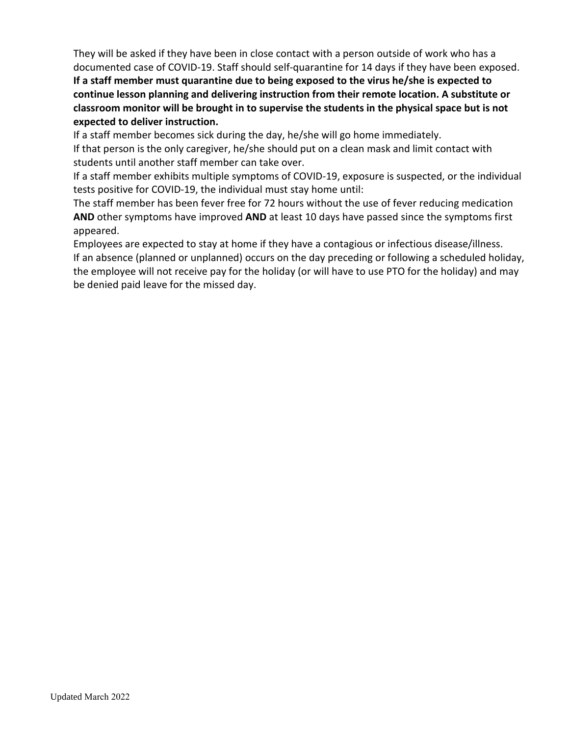They will be asked if they have been in close contact with a person outside of work who has a documented case of COVID-19. Staff should self-quarantine for 14 days if they have been exposed.

**If a staff member must quarantine due to being exposed to the virus he/she is expected to continue lesson planning and delivering instruction from their remote location. A substitute or classroom monitor will be brought in to supervise the students in the physical space but is not expected to deliver instruction.**

If a staff member becomes sick during the day, he/she will go home immediately.

If that person is the only caregiver, he/she should put on a clean mask and limit contact with students until another staff member can take over.

If a staff member exhibits multiple symptoms of COVID-19, exposure is suspected, or the individual tests positive for COVID-19, the individual must stay home until:

The staff member has been fever free for 72 hours without the use of fever reducing medication **AND** other symptoms have improved **AND** at least 10 days have passed since the symptoms first appeared.

Employees are expected to stay at home if they have a contagious or infectious disease/illness.

If an absence (planned or unplanned) occurs on the day preceding or following a scheduled holiday, the employee will not receive pay for the holiday (or will have to use PTO for the holiday) and may be denied paid leave for the missed day.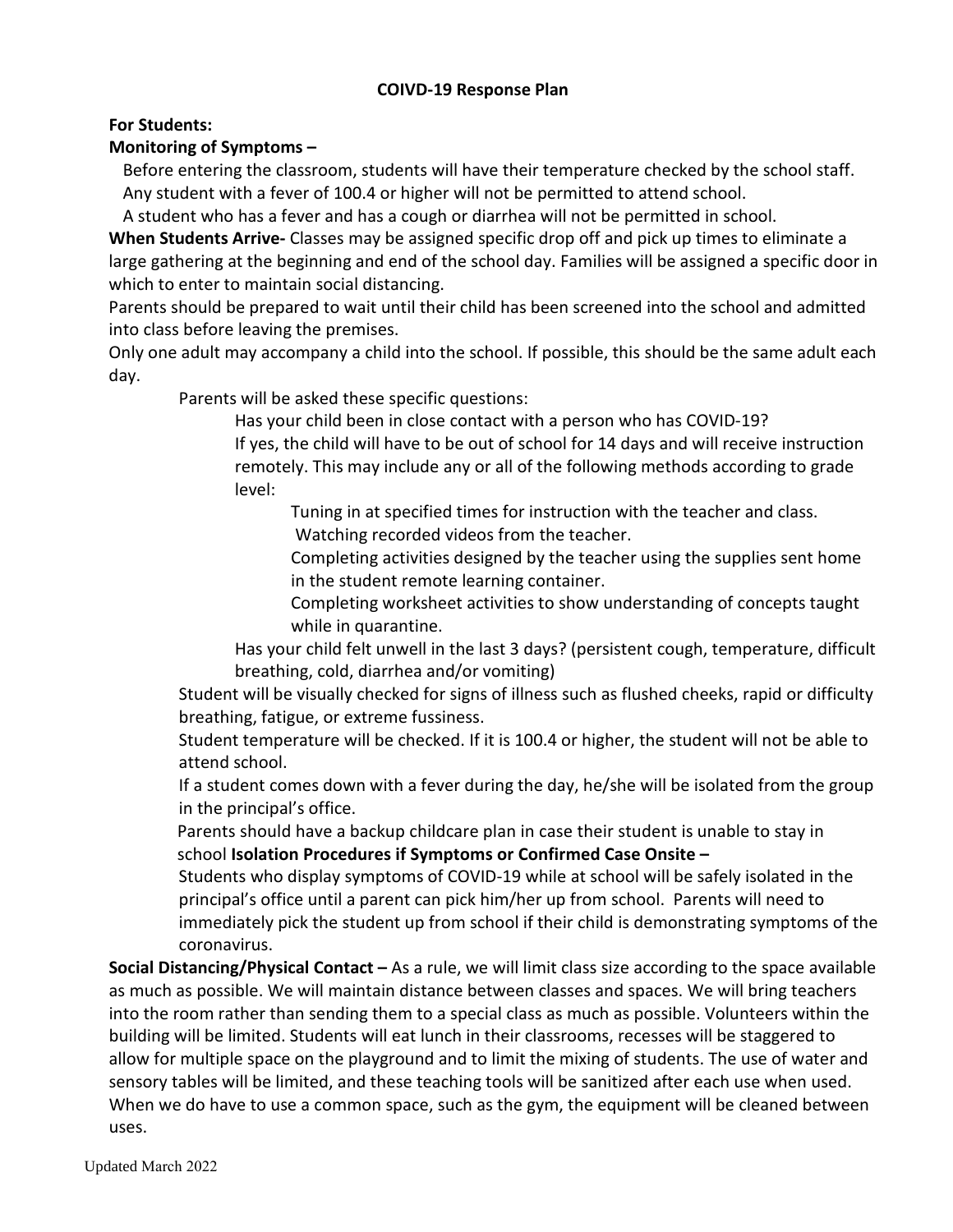## COIVD-19 Response Plan

**For Students:**

**Monitoring of Symptoms –**

Before entering the classroom, students will have their temperature checked by the school staff.
Any student with a fever of 100.4 or higher will not be permitted to attend school.
A student who has a fever and has a cough or diarrhea will not be permitted in school.

**When Students Arrive-** Classes may be assigned specific drop off and pick up times to eliminate a large gathering at the beginning and end of the school day. Families will be assigned a specific door in which to enter to maintain social distancing.

Parents should be prepared to wait until their child has been screened into the school and admitted into class before leaving the premises.

Only one adult may accompany a child into the school. If possible, this should be the same adult each day.

Parents will be asked these specific questions:

Has your child been in close contact with a person who has COVID-19?
If yes, the child will have to be out of school for 14 days and will receive instruction remotely. This may include any or all of the following methods according to grade level:

Tuning in at specified times for instruction with the teacher and class.
Watching recorded videos from the teacher.
Completing activities designed by the teacher using the supplies sent home in the student remote learning container.
Completing worksheet activities to show understanding of concepts taught while in quarantine.

Has your child felt unwell in the last 3 days? (persistent cough, temperature, difficult breathing, cold, diarrhea and/or vomiting)

Student will be visually checked for signs of illness such as flushed cheeks, rapid or difficulty breathing, fatigue, or extreme fussiness.

Student temperature will be checked. If it is 100.4 or higher, the student will not be able to attend school.

If a student comes down with a fever during the day, he/she will be isolated from the group in the principal's office.

Parents should have a backup childcare plan in case their student is unable to stay in school **Isolation Procedures if Symptoms or Confirmed Case Onsite –**

Students who display symptoms of COVID-19 while at school will be safely isolated in the principal's office until a parent can pick him/her up from school. Parents will need to immediately pick the student up from school if their child is demonstrating symptoms of the coronavirus.

**Social Distancing/Physical Contact –** As a rule, we will limit class size according to the space available as much as possible. We will maintain distance between classes and spaces. We will bring teachers into the room rather than sending them to a special class as much as possible. Volunteers within the building will be limited. Students will eat lunch in their classrooms, recesses will be staggered to allow for multiple space on the playground and to limit the mixing of students. The use of water and sensory tables will be limited, and these teaching tools will be sanitized after each use when used. When we do have to use a common space, such as the gym, the equipment will be cleaned between uses.

Updated March 2022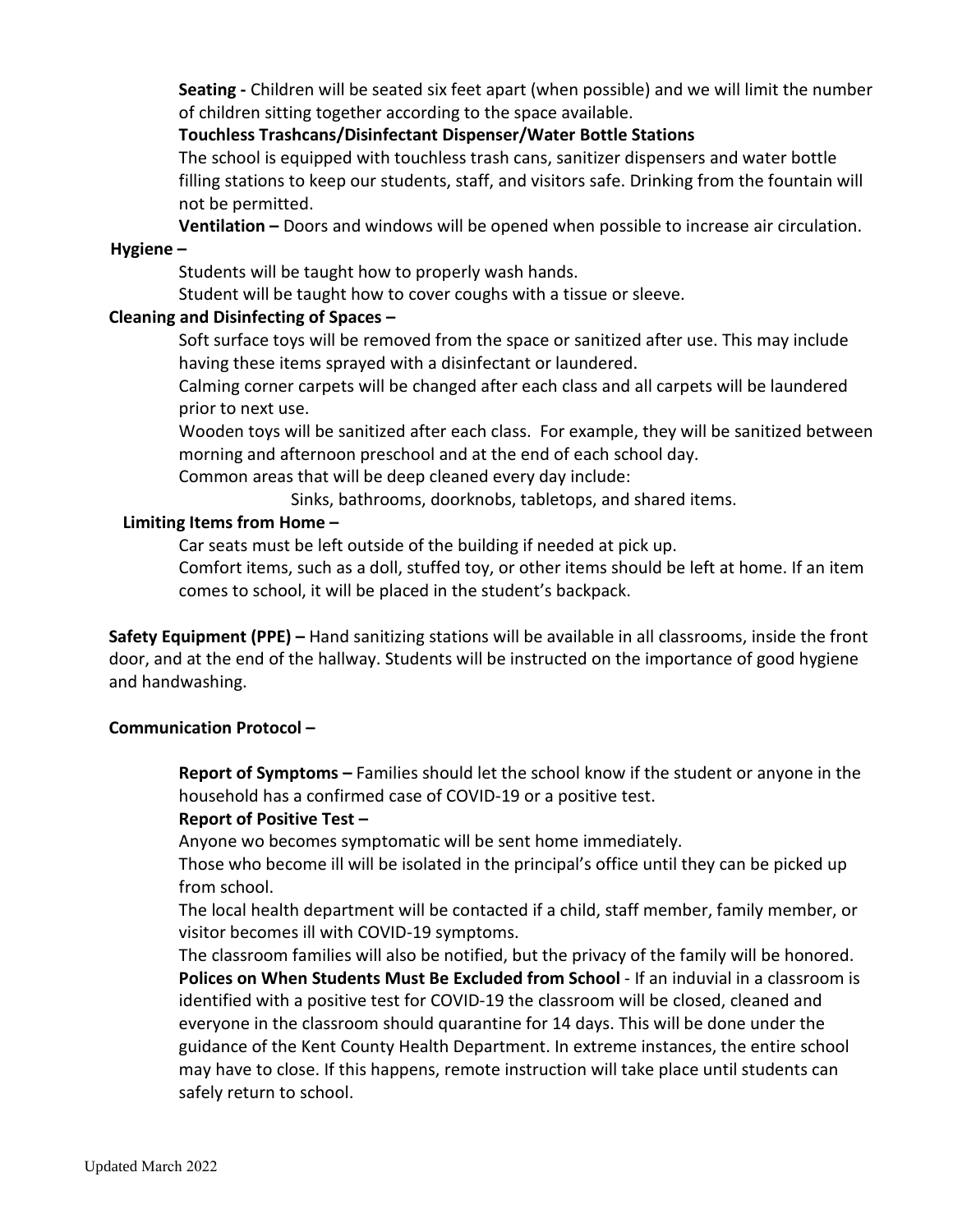**Seating -** Children will be seated six feet apart (when possible) and we will limit the number of children sitting together according to the space available.

**Touchless Trashcans/Disinfectant Dispenser/Water Bottle Stations**

The school is equipped with touchless trash cans, sanitizer dispensers and water bottle filling stations to keep our students, staff, and visitors safe. Drinking from the fountain will not be permitted.

**Ventilation –** Doors and windows will be opened when possible to increase air circulation.

**Hygiene –**

Students will be taught how to properly wash hands.

Student will be taught how to cover coughs with a tissue or sleeve.

**Cleaning and Disinfecting of Spaces –**

Soft surface toys will be removed from the space or sanitized after use. This may include having these items sprayed with a disinfectant or laundered.

Calming corner carpets will be changed after each class and all carpets will be laundered prior to next use.

Wooden toys will be sanitized after each class. For example, they will be sanitized between morning and afternoon preschool and at the end of each school day.

Common areas that will be deep cleaned every day include:

Sinks, bathrooms, doorknobs, tabletops, and shared items.

**Limiting Items from Home –**

Car seats must be left outside of the building if needed at pick up.

Comfort items, such as a doll, stuffed toy, or other items should be left at home. If an item comes to school, it will be placed in the student's backpack.

**Safety Equipment (PPE) –** Hand sanitizing stations will be available in all classrooms, inside the front door, and at the end of the hallway. Students will be instructed on the importance of good hygiene and handwashing.

**Communication Protocol –**

**Report of Symptoms –** Families should let the school know if the student or anyone in the household has a confirmed case of COVID-19 or a positive test.

**Report of Positive Test –**

Anyone wo becomes symptomatic will be sent home immediately.

Those who become ill will be isolated in the principal's office until they can be picked up from school.

The local health department will be contacted if a child, staff member, family member, or visitor becomes ill with COVID-19 symptoms.

The classroom families will also be notified, but the privacy of the family will be honored.

**Polices on When Students Must Be Excluded from School** - If an induvial in a classroom is identified with a positive test for COVID-19 the classroom will be closed, cleaned and everyone in the classroom should quarantine for 14 days. This will be done under the guidance of the Kent County Health Department. In extreme instances, the entire school may have to close. If this happens, remote instruction will take place until students can safely return to school.

Updated March 2022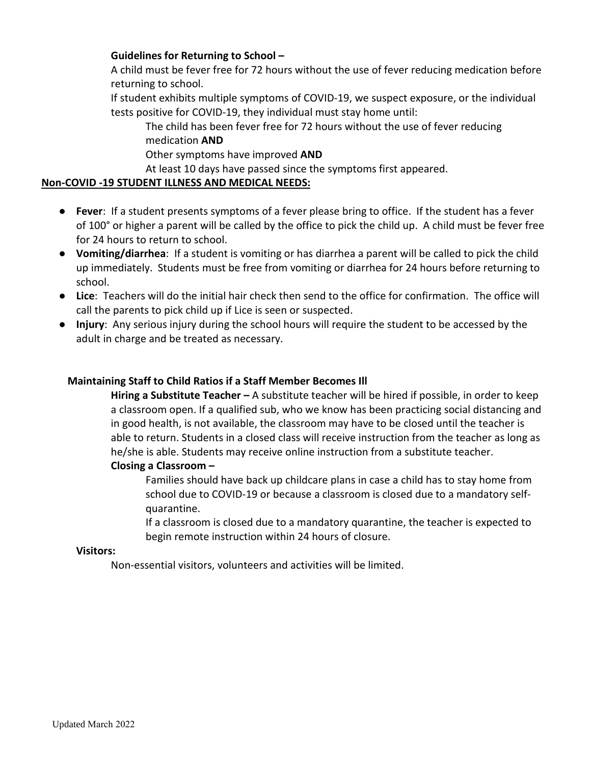**Guidelines for Returning to School –**

A child must be fever free for 72 hours without the use of fever reducing medication before returning to school.

If student exhibits multiple symptoms of COVID-19, we suspect exposure, or the individual tests positive for COVID-19, they individual must stay home until:

The child has been fever free for 72 hours without the use of fever reducing medication **AND**

Other symptoms have improved **AND**

At least 10 days have passed since the symptoms first appeared.

**Non-COVID -19 STUDENT ILLNESS AND MEDICAL NEEDS:**

- **Fever**: If a student presents symptoms of a fever please bring to office. If the student has a fever of 100° or higher a parent will be called by the office to pick the child up. A child must be fever free for 24 hours to return to school.
- **Vomiting/diarrhea**: If a student is vomiting or has diarrhea a parent will be called to pick the child up immediately. Students must be free from vomiting or diarrhea for 24 hours before returning to school.
- **Lice**: Teachers will do the initial hair check then send to the office for confirmation. The office will call the parents to pick child up if Lice is seen or suspected.
- **Injury**: Any serious injury during the school hours will require the student to be accessed by the adult in charge and be treated as necessary.

**Maintaining Staff to Child Ratios if a Staff Member Becomes Ill**

**Hiring a Substitute Teacher –** A substitute teacher will be hired if possible, in order to keep a classroom open. If a qualified sub, who we know has been practicing social distancing and in good health, is not available, the classroom may have to be closed until the teacher is able to return. Students in a closed class will receive instruction from the teacher as long as he/she is able. Students may receive online instruction from a substitute teacher.

**Closing a Classroom –**

Families should have back up childcare plans in case a child has to stay home from school due to COVID-19 or because a classroom is closed due to a mandatory self-quarantine.

If a classroom is closed due to a mandatory quarantine, the teacher is expected to begin remote instruction within 24 hours of closure.

**Visitors:**

Non-essential visitors, volunteers and activities will be limited.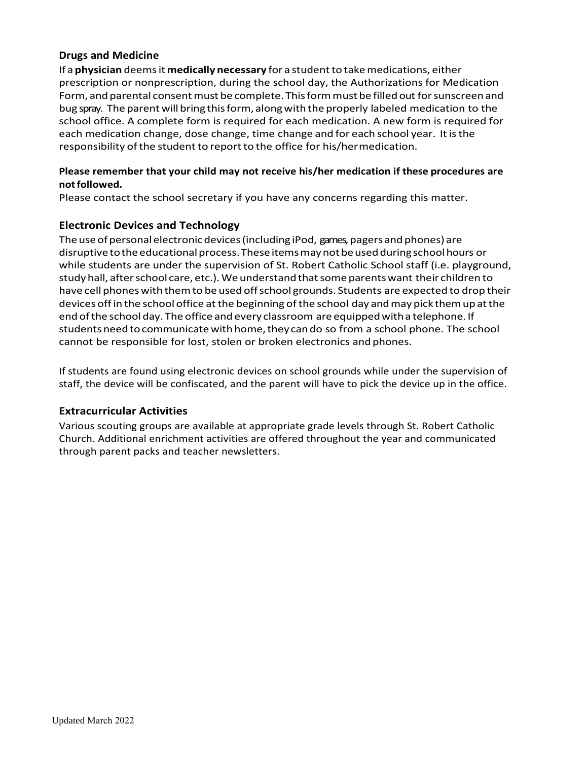### Drugs and Medicine

If a **physician** deems it **medically necessary** for a student to take medications, either prescription or nonprescription, during the school day, the Authorizations for Medication Form, and parental consent must be complete. This form must be filled out for sunscreen and bug spray. The parent will bring this form, along with the properly labeled medication to the school office. A complete form is required for each medication. A new form is required for each medication change, dose change, time change and for each school year. It is the responsibility of the student to report to the office for his/her medication.

**Please remember that your child may not receive his/her medication if these procedures are not followed.**

Please contact the school secretary if you have any concerns regarding this matter.

### Electronic Devices and Technology

The use of personal electronic devices (including iPod, games, pagers and phones) are disruptive to the educational process. These items may not be used during school hours or while students are under the supervision of St. Robert Catholic School staff (i.e. playground, study hall, after school care, etc.). We understand that some parents want their children to have cell phones with them to be used off school grounds. Students are expected to drop their devices off in the school office at the beginning of the school day and may pick them up at the end of the school day. The office and every classroom are equipped with a telephone. If students need to communicate with home, they can do so from a school phone. The school cannot be responsible for lost, stolen or broken electronics and phones.

If students are found using electronic devices on school grounds while under the supervision of staff, the device will be confiscated, and the parent will have to pick the device up in the office.

### Extracurricular Activities

Various scouting groups are available at appropriate grade levels through St. Robert Catholic Church. Additional enrichment activities are offered throughout the year and communicated through parent packs and teacher newsletters.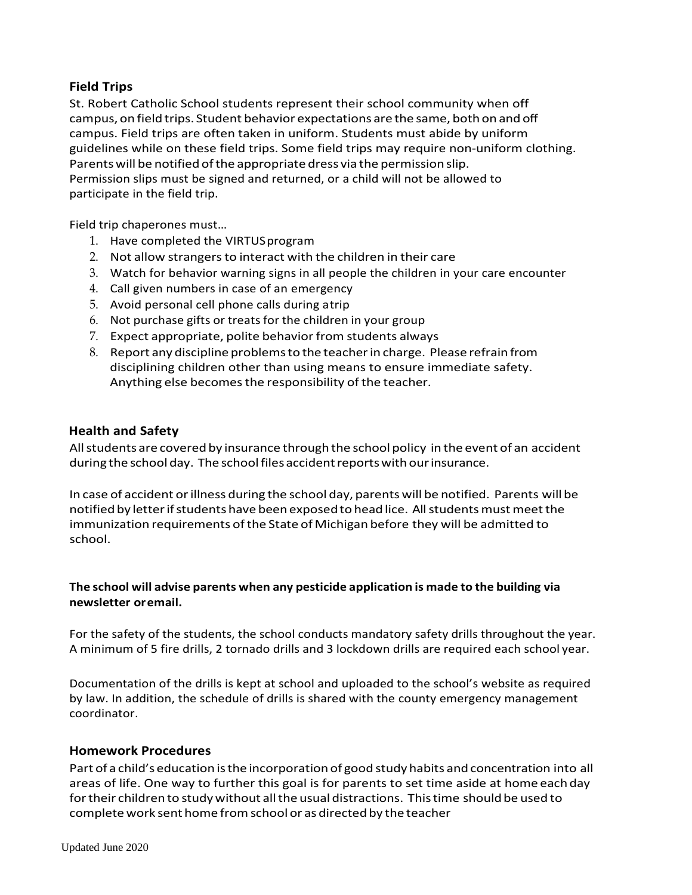## Field Trips

St. Robert Catholic School students represent their school community when off campus, on field trips. Student behavior expectations are the same, both on and off campus. Field trips are often taken in uniform. Students must abide by uniform guidelines while on these field trips. Some field trips may require non-uniform clothing. Parents will be notified of the appropriate dress via the permission slip. Permission slips must be signed and returned, or a child will not be allowed to participate in the field trip.

Field trip chaperones must…

1. Have completed the VIRTUS program
2. Not allow strangers to interact with the children in their care
3. Watch for behavior warning signs in all people the children in your care encounter
4. Call given numbers in case of an emergency
5. Avoid personal cell phone calls during a trip
6. Not purchase gifts or treats for the children in your group
7. Expect appropriate, polite behavior from students always
8. Report any discipline problems to the teacher in charge. Please refrain from disciplining children other than using means to ensure immediate safety. Anything else becomes the responsibility of the teacher.

## Health and Safety

All students are covered by insurance through the school policy in the event of an accident during the school day. The school files accident reports with our insurance.

In case of accident or illness during the school day, parents will be notified. Parents will be notified by letter if students have been exposed to head lice. All students must meet the immunization requirements of the State of Michigan before they will be admitted to school.

**The school will advise parents when any pesticide application is made to the building via newsletter or email.**

For the safety of the students, the school conducts mandatory safety drills throughout the year. A minimum of 5 fire drills, 2 tornado drills and 3 lockdown drills are required each school year.

Documentation of the drills is kept at school and uploaded to the school's website as required by law. In addition, the schedule of drills is shared with the county emergency management coordinator.

## Homework Procedures

Part of a child's education is the incorporation of good study habits and concentration into all areas of life. One way to further this goal is for parents to set time aside at home each day for their children to study without all the usual distractions. This time should be used to complete work sent home from school or as directed by the teacher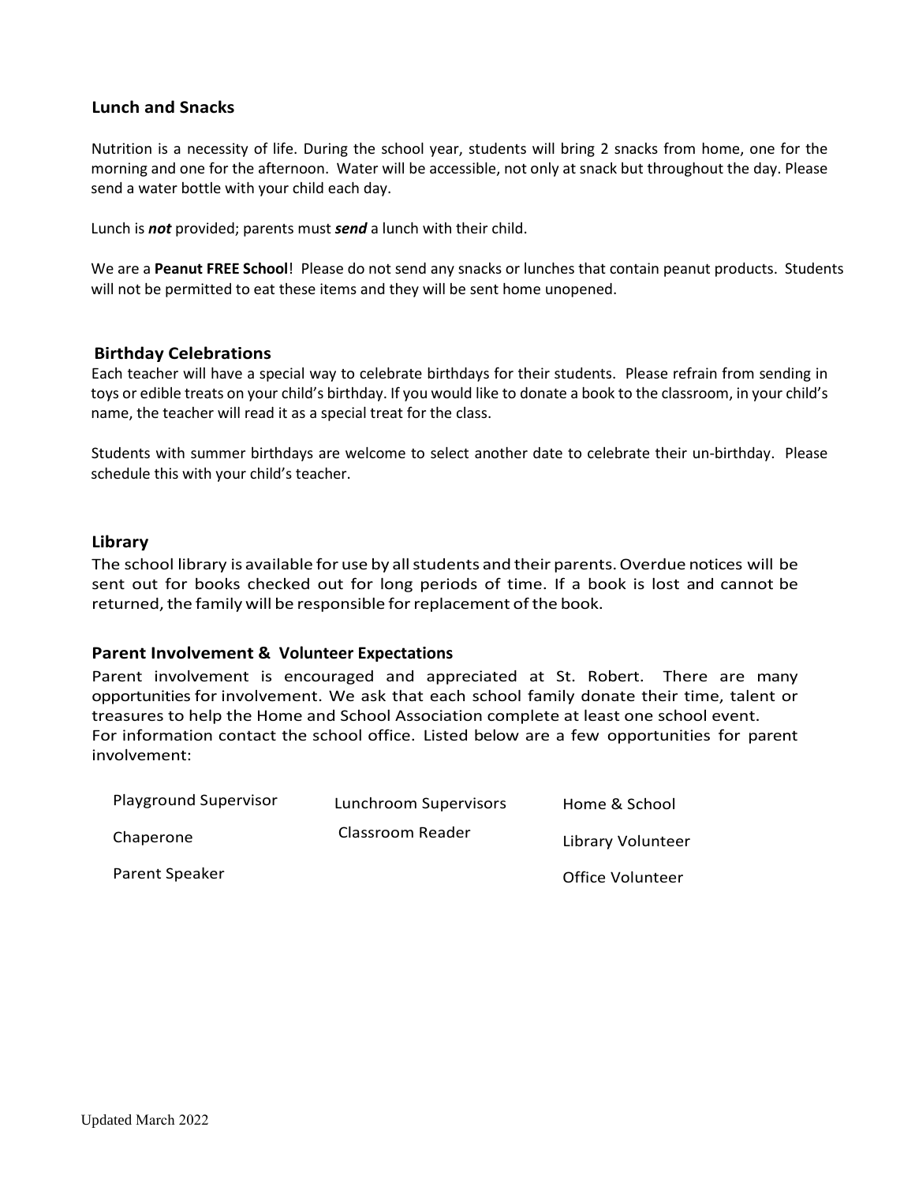## Lunch and Snacks

Nutrition is a necessity of life. During the school year, students will bring 2 snacks from home, one for the morning and one for the afternoon. Water will be accessible, not only at snack but throughout the day. Please send a water bottle with your child each day.

Lunch is ***not*** provided; parents must ***send*** a lunch with their child.

We are a **Peanut FREE School**! Please do not send any snacks or lunches that contain peanut products. Students will not be permitted to eat these items and they will be sent home unopened.

## Birthday Celebrations

Each teacher will have a special way to celebrate birthdays for their students. Please refrain from sending in toys or edible treats on your child's birthday. If you would like to donate a book to the classroom, in your child's name, the teacher will read it as a special treat for the class.

Students with summer birthdays are welcome to select another date to celebrate their un-birthday. Please schedule this with your child's teacher.

## Library

The school library is available for use by all students and their parents. Overdue notices will be sent out for books checked out for long periods of time. If a book is lost and cannot be returned, the family will be responsible for replacement of the book.

## Parent Involvement & Volunteer Expectations

Parent involvement is encouraged and appreciated at St. Robert. There are many opportunities for involvement. We ask that each school family donate their time, talent or treasures to help the Home and School Association complete at least one school event.
For information contact the school office. Listed below are a few opportunities for parent involvement:

| | | |
|---|---|---|
| Playground Supervisor | Lunchroom Supervisors | Home & School |
| Chaperone | Classroom Reader | Library Volunteer |
| Parent Speaker | | Office Volunteer |

Updated March 2022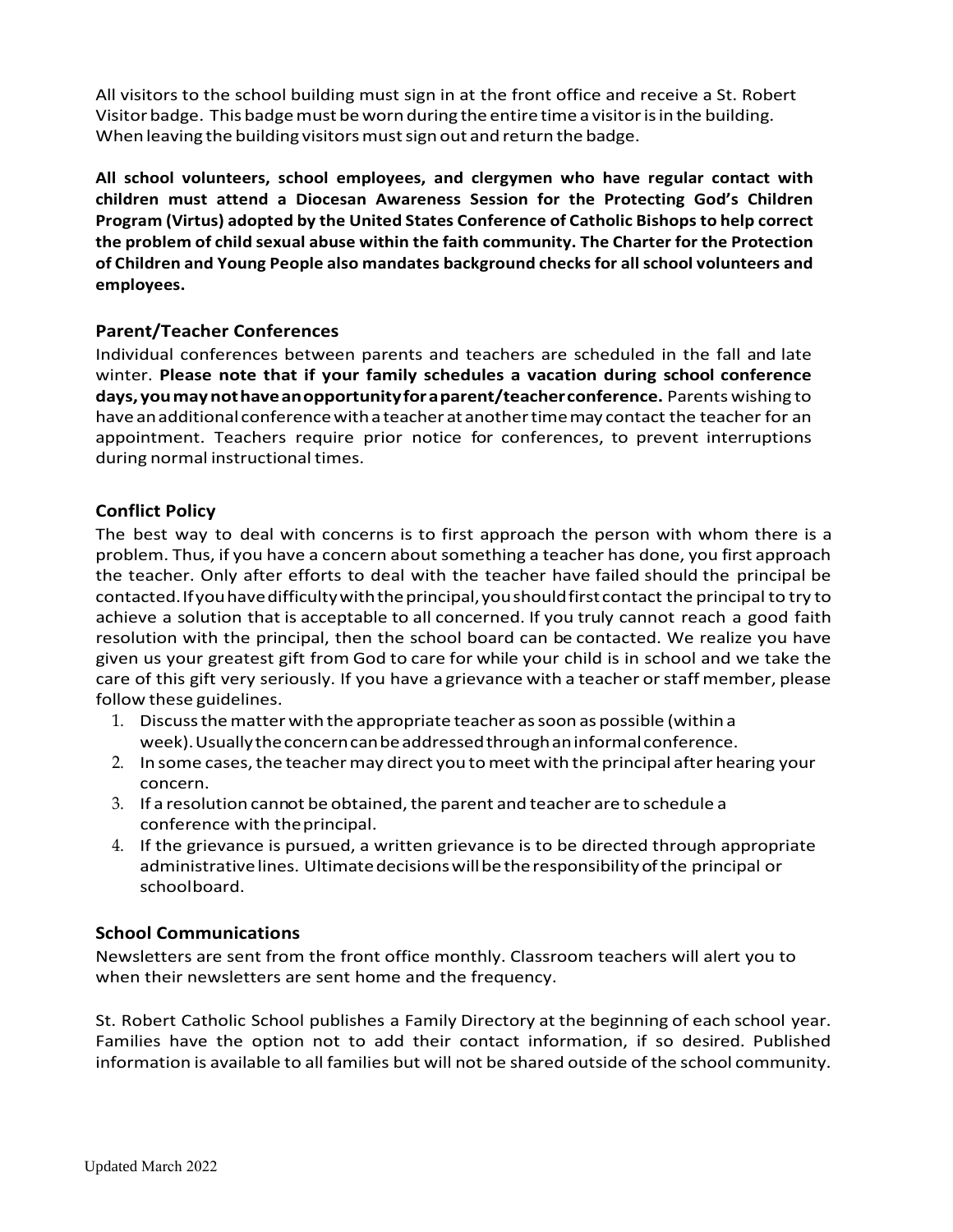All visitors to the school building must sign in at the front office and receive a St. Robert Visitor badge. This badge must be worn during the entire time a visitor is in the building. When leaving the building visitors must sign out and return the badge.

**All school volunteers, school employees, and clergymen who have regular contact with children must attend a Diocesan Awareness Session for the Protecting God's Children Program (Virtus) adopted by the United States Conference of Catholic Bishops to help correct the problem of child sexual abuse within the faith community. The Charter for the Protection of Children and Young People also mandates background checks for all school volunteers and employees.**

### Parent/Teacher Conferences

Individual conferences between parents and teachers are scheduled in the fall and late winter. **Please note that if your family schedules a vacation during school conference days, you may not have an opportunity for a parent/teacher conference.** Parents wishing to have an additional conference with a teacher at another time may contact the teacher for an appointment. Teachers require prior notice for conferences, to prevent interruptions during normal instructional times.

### Conflict Policy

The best way to deal with concerns is to first approach the person with whom there is a problem. Thus, if you have a concern about something a teacher has done, you first approach the teacher. Only after efforts to deal with the teacher have failed should the principal be contacted. If you have difficulty with the principal, you should first contact the principal to try to achieve a solution that is acceptable to all concerned. If you truly cannot reach a good faith resolution with the principal, then the school board can be contacted. We realize you have given us your greatest gift from God to care for while your child is in school and we take the care of this gift very seriously. If you have a grievance with a teacher or staff member, please follow these guidelines.

1. Discuss the matter with the appropriate teacher as soon as possible (within a week). Usually the concern can be addressed through an informal conference.
2. In some cases, the teacher may direct you to meet with the principal after hearing your concern.
3. If a resolution cannot be obtained, the parent and teacher are to schedule a conference with the principal.
4. If the grievance is pursued, a written grievance is to be directed through appropriate administrative lines. Ultimate decisions will be the responsibility of the principal or school board.

### School Communications

Newsletters are sent from the front office monthly. Classroom teachers will alert you to when their newsletters are sent home and the frequency.

St. Robert Catholic School publishes a Family Directory at the beginning of each school year. Families have the option not to add their contact information, if so desired. Published information is available to all families but will not be shared outside of the school community.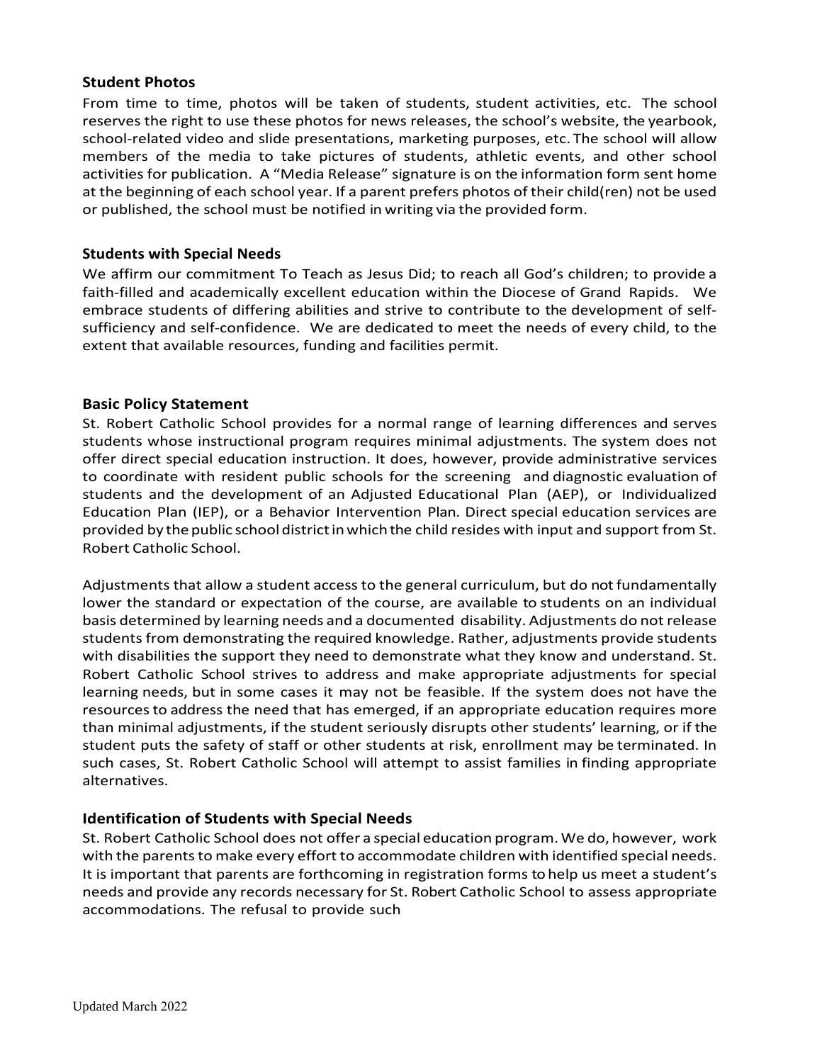## Student Photos

From time to time, photos will be taken of students, student activities, etc. The school reserves the right to use these photos for news releases, the school's website, the yearbook, school-related video and slide presentations, marketing purposes, etc. The school will allow members of the media to take pictures of students, athletic events, and other school activities for publication. A "Media Release" signature is on the information form sent home at the beginning of each school year. If a parent prefers photos of their child(ren) not be used or published, the school must be notified in writing via the provided form.

## Students with Special Needs

We affirm our commitment To Teach as Jesus Did; to reach all God's children; to provide a faith-filled and academically excellent education within the Diocese of Grand Rapids. We embrace students of differing abilities and strive to contribute to the development of self-sufficiency and self-confidence. We are dedicated to meet the needs of every child, to the extent that available resources, funding and facilities permit.

## Basic Policy Statement

St. Robert Catholic School provides for a normal range of learning differences and serves students whose instructional program requires minimal adjustments. The system does not offer direct special education instruction. It does, however, provide administrative services to coordinate with resident public schools for the screening and diagnostic evaluation of students and the development of an Adjusted Educational Plan (AEP), or Individualized Education Plan (IEP), or a Behavior Intervention Plan. Direct special education services are provided by the public school district in which the child resides with input and support from St. Robert Catholic School.

Adjustments that allow a student access to the general curriculum, but do not fundamentally lower the standard or expectation of the course, are available to students on an individual basis determined by learning needs and a documented disability. Adjustments do not release students from demonstrating the required knowledge. Rather, adjustments provide students with disabilities the support they need to demonstrate what they know and understand. St. Robert Catholic School strives to address and make appropriate adjustments for special learning needs, but in some cases it may not be feasible. If the system does not have the resources to address the need that has emerged, if an appropriate education requires more than minimal adjustments, if the student seriously disrupts other students' learning, or if the student puts the safety of staff or other students at risk, enrollment may be terminated. In such cases, St. Robert Catholic School will attempt to assist families in finding appropriate alternatives.

## Identification of Students with Special Needs

St. Robert Catholic School does not offer a special education program. We do, however, work with the parents to make every effort to accommodate children with identified special needs. It is important that parents are forthcoming in registration forms to help us meet a student's needs and provide any records necessary for St. Robert Catholic School to assess appropriate accommodations. The refusal to provide such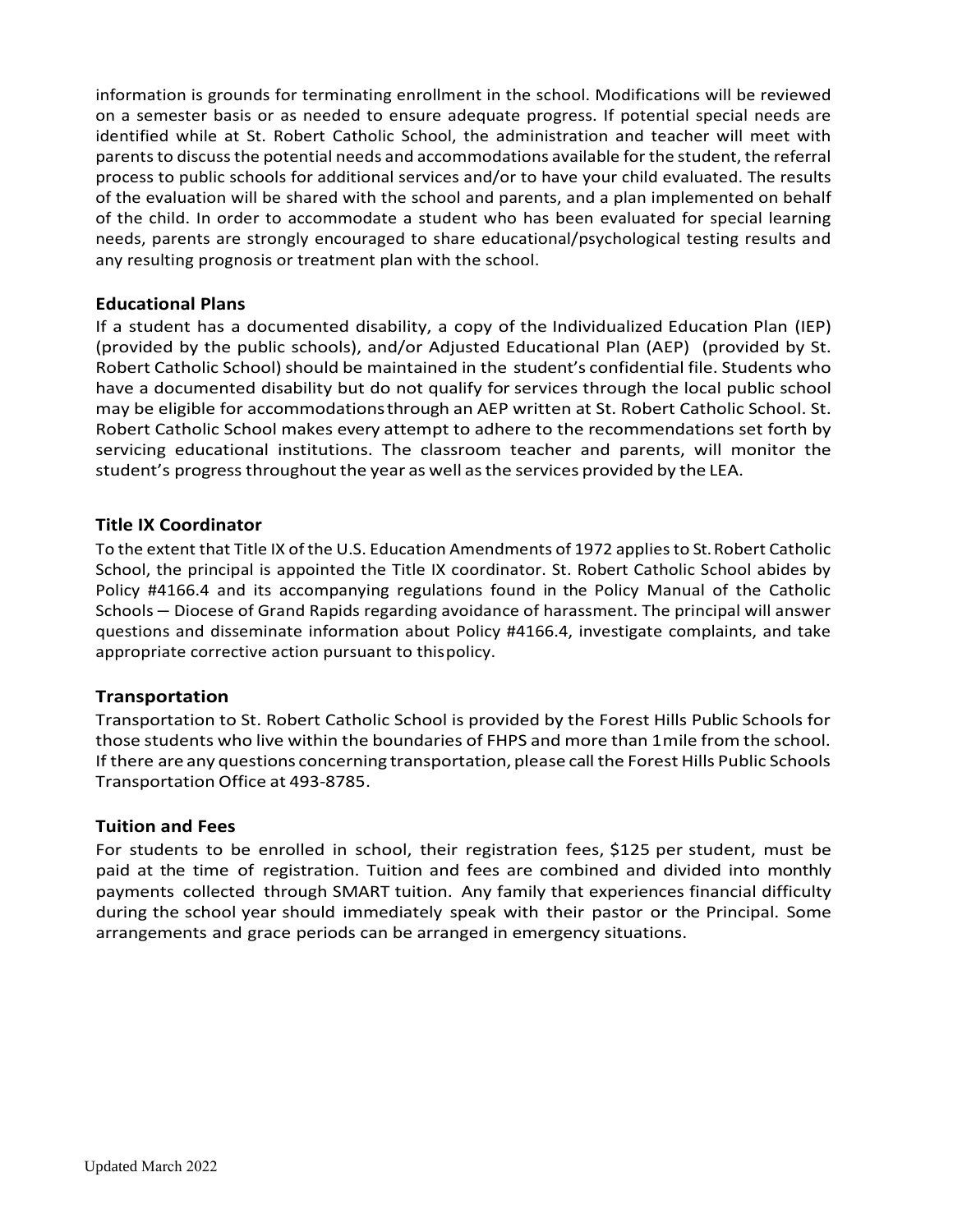information is grounds for terminating enrollment in the school. Modifications will be reviewed on a semester basis or as needed to ensure adequate progress. If potential special needs are identified while at St. Robert Catholic School, the administration and teacher will meet with parents to discuss the potential needs and accommodations available for the student, the referral process to public schools for additional services and/or to have your child evaluated. The results of the evaluation will be shared with the school and parents, and a plan implemented on behalf of the child. In order to accommodate a student who has been evaluated for special learning needs, parents are strongly encouraged to share educational/psychological testing results and any resulting prognosis or treatment plan with the school.

### Educational Plans

If a student has a documented disability, a copy of the Individualized Education Plan (IEP) (provided by the public schools), and/or Adjusted Educational Plan (AEP) (provided by St. Robert Catholic School) should be maintained in the student's confidential file. Students who have a documented disability but do not qualify for services through the local public school may be eligible for accommodations through an AEP written at St. Robert Catholic School. St. Robert Catholic School makes every attempt to adhere to the recommendations set forth by servicing educational institutions. The classroom teacher and parents, will monitor the student's progress throughout the year as well as the services provided by the LEA.

### Title IX Coordinator

To the extent that Title IX of the U.S. Education Amendments of 1972 applies to St. Robert Catholic School, the principal is appointed the Title IX coordinator. St. Robert Catholic School abides by Policy #4166.4 and its accompanying regulations found in the Policy Manual of the Catholic Schools – Diocese of Grand Rapids regarding avoidance of harassment. The principal will answer questions and disseminate information about Policy #4166.4, investigate complaints, and take appropriate corrective action pursuant to this policy.

### Transportation

Transportation to St. Robert Catholic School is provided by the Forest Hills Public Schools for those students who live within the boundaries of FHPS and more than 1 mile from the school. If there are any questions concerning transportation, please call the Forest Hills Public Schools Transportation Office at 493-8785.

### Tuition and Fees

For students to be enrolled in school, their registration fees, $125 per student, must be paid at the time of registration. Tuition and fees are combined and divided into monthly payments collected through SMART tuition. Any family that experiences financial difficulty during the school year should immediately speak with their pastor or the Principal. Some arrangements and grace periods can be arranged in emergency situations.

Updated March 2022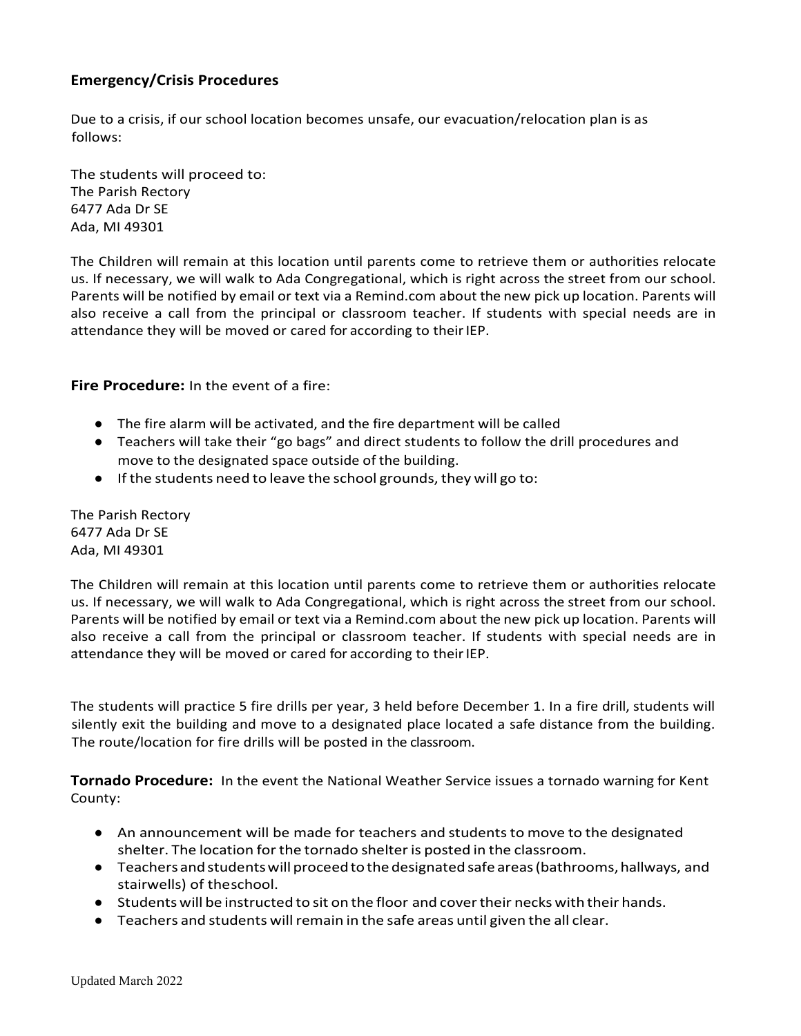### Emergency/Crisis Procedures

Due to a crisis, if our school location becomes unsafe, our evacuation/relocation plan is as follows:

The students will proceed to:
The Parish Rectory
6477 Ada Dr SE
Ada, MI 49301

The Children will remain at this location until parents come to retrieve them or authorities relocate us. If necessary, we will walk to Ada Congregational, which is right across the street from our school. Parents will be notified by email or text via a Remind.com about the new pick up location. Parents will also receive a call from the principal or classroom teacher. If students with special needs are in attendance they will be moved or cared for according to their IEP.

**Fire Procedure:** In the event of a fire:

- The fire alarm will be activated, and the fire department will be called
- Teachers will take their "go bags" and direct students to follow the drill procedures and move to the designated space outside of the building.
- If the students need to leave the school grounds, they will go to:

The Parish Rectory
6477 Ada Dr SE
Ada, MI 49301

The Children will remain at this location until parents come to retrieve them or authorities relocate us. If necessary, we will walk to Ada Congregational, which is right across the street from our school. Parents will be notified by email or text via a Remind.com about the new pick up location. Parents will also receive a call from the principal or classroom teacher. If students with special needs are in attendance they will be moved or cared for according to their IEP.

The students will practice 5 fire drills per year, 3 held before December 1. In a fire drill, students will silently exit the building and move to a designated place located a safe distance from the building. The route/location for fire drills will be posted in the classroom.

**Tornado Procedure:** In the event the National Weather Service issues a tornado warning for Kent County:

- An announcement will be made for teachers and students to move to the designated shelter. The location for the tornado shelter is posted in the classroom.
- Teachers and students will proceed to the designated safe areas (bathrooms, hallways, and stairwells) of the school.
- Students will be instructed to sit on the floor and cover their necks with their hands.
- Teachers and students will remain in the safe areas until given the all clear.

Updated March 2022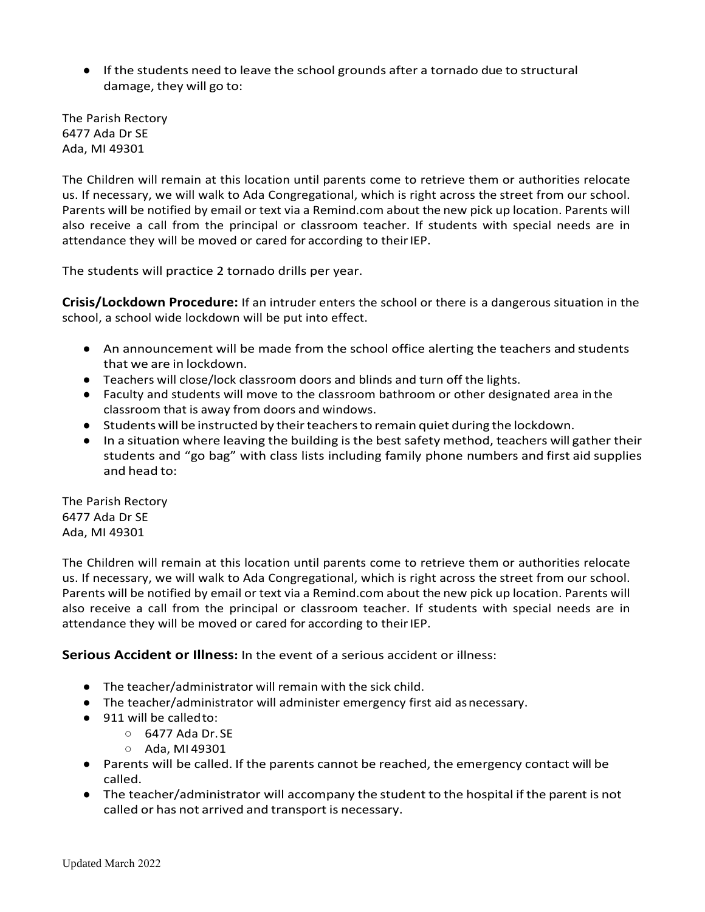- If the students need to leave the school grounds after a tornado due to structural damage, they will go to:

The Parish Rectory
6477 Ada Dr SE
Ada, MI 49301

The Children will remain at this location until parents come to retrieve them or authorities relocate us. If necessary, we will walk to Ada Congregational, which is right across the street from our school. Parents will be notified by email or text via a Remind.com about the new pick up location. Parents will also receive a call from the principal or classroom teacher. If students with special needs are in attendance they will be moved or cared for according to their IEP.

The students will practice 2 tornado drills per year.

**Crisis/Lockdown Procedure:** If an intruder enters the school or there is a dangerous situation in the school, a school wide lockdown will be put into effect.

- An announcement will be made from the school office alerting the teachers and students that we are in lockdown.
- Teachers will close/lock classroom doors and blinds and turn off the lights.
- Faculty and students will move to the classroom bathroom or other designated area in the classroom that is away from doors and windows.
- Students will be instructed by their teachers to remain quiet during the lockdown.
- In a situation where leaving the building is the best safety method, teachers will gather their students and "go bag" with class lists including family phone numbers and first aid supplies and head to:

The Parish Rectory
6477 Ada Dr SE
Ada, MI 49301

The Children will remain at this location until parents come to retrieve them or authorities relocate us. If necessary, we will walk to Ada Congregational, which is right across the street from our school. Parents will be notified by email or text via a Remind.com about the new pick up location. Parents will also receive a call from the principal or classroom teacher. If students with special needs are in attendance they will be moved or cared for according to their IEP.

**Serious Accident or Illness:** In the event of a serious accident or illness:

- The teacher/administrator will remain with the sick child.
- The teacher/administrator will administer emergency first aid as necessary.
- 911 will be called to:
  - 6477 Ada Dr. SE
  - Ada, MI 49301
- Parents will be called. If the parents cannot be reached, the emergency contact will be called.
- The teacher/administrator will accompany the student to the hospital if the parent is not called or has not arrived and transport is necessary.

Updated March 2022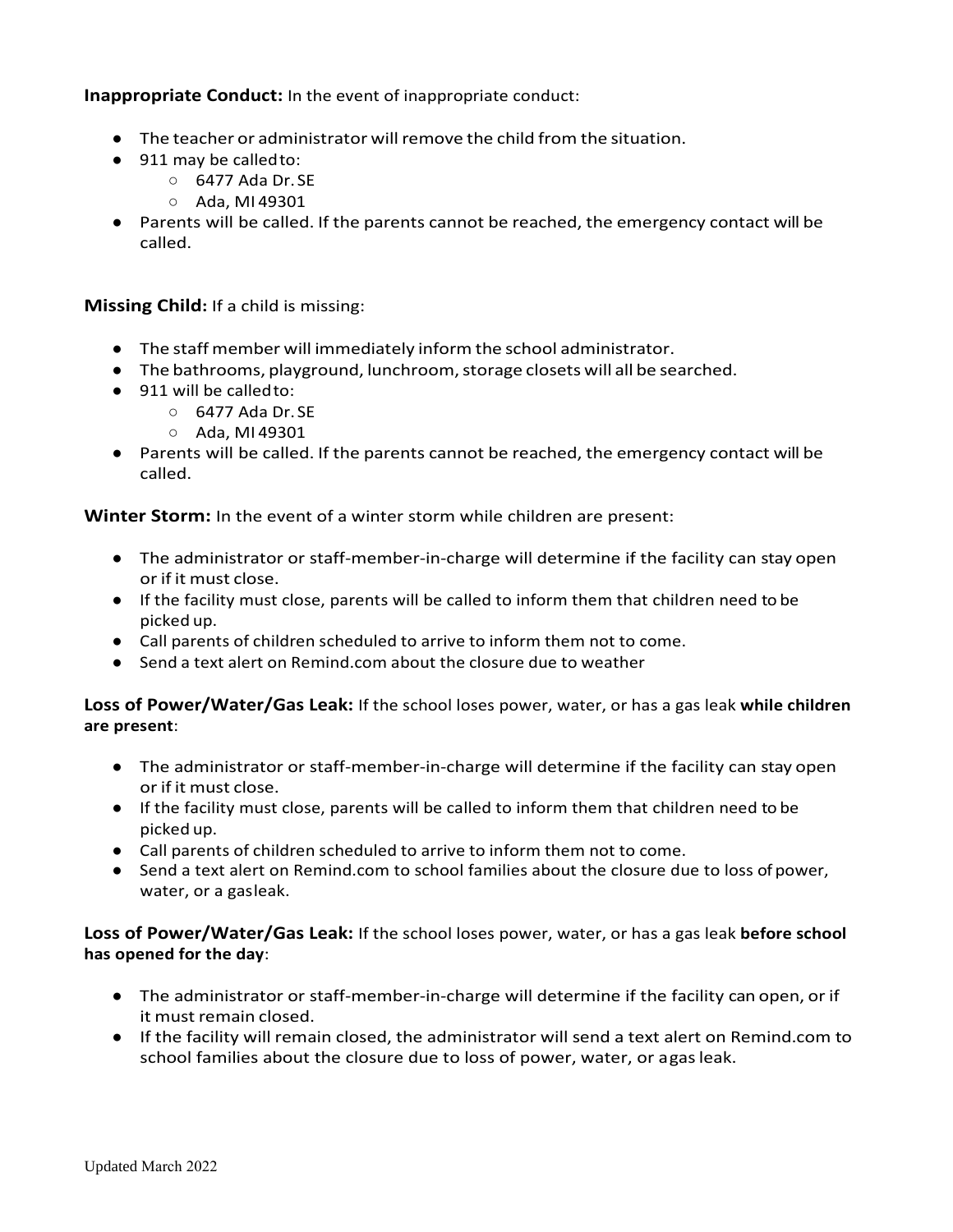**Inappropriate Conduct:** In the event of inappropriate conduct:

- The teacher or administrator will remove the child from the situation.
- 911 may be called to:
  - 6477 Ada Dr. SE
  - Ada, MI 49301
- Parents will be called. If the parents cannot be reached, the emergency contact will be called.

**Missing Child:** If a child is missing:

- The staff member will immediately inform the school administrator.
- The bathrooms, playground, lunchroom, storage closets will all be searched.
- 911 will be called to:
  - 6477 Ada Dr. SE
  - Ada, MI 49301
- Parents will be called. If the parents cannot be reached, the emergency contact will be called.

**Winter Storm:** In the event of a winter storm while children are present:

- The administrator or staff-member-in-charge will determine if the facility can stay open or if it must close.
- If the facility must close, parents will be called to inform them that children need to be picked up.
- Call parents of children scheduled to arrive to inform them not to come.
- Send a text alert on Remind.com about the closure due to weather

**Loss of Power/Water/Gas Leak:** If the school loses power, water, or has a gas leak **while children are present**:

- The administrator or staff-member-in-charge will determine if the facility can stay open or if it must close.
- If the facility must close, parents will be called to inform them that children need to be picked up.
- Call parents of children scheduled to arrive to inform them not to come.
- Send a text alert on Remind.com to school families about the closure due to loss of power, water, or a gas leak.

**Loss of Power/Water/Gas Leak:** If the school loses power, water, or has a gas leak **before school has opened for the day**:

- The administrator or staff-member-in-charge will determine if the facility can open, or if it must remain closed.
- If the facility will remain closed, the administrator will send a text alert on Remind.com to school families about the closure due to loss of power, water, or a gas leak.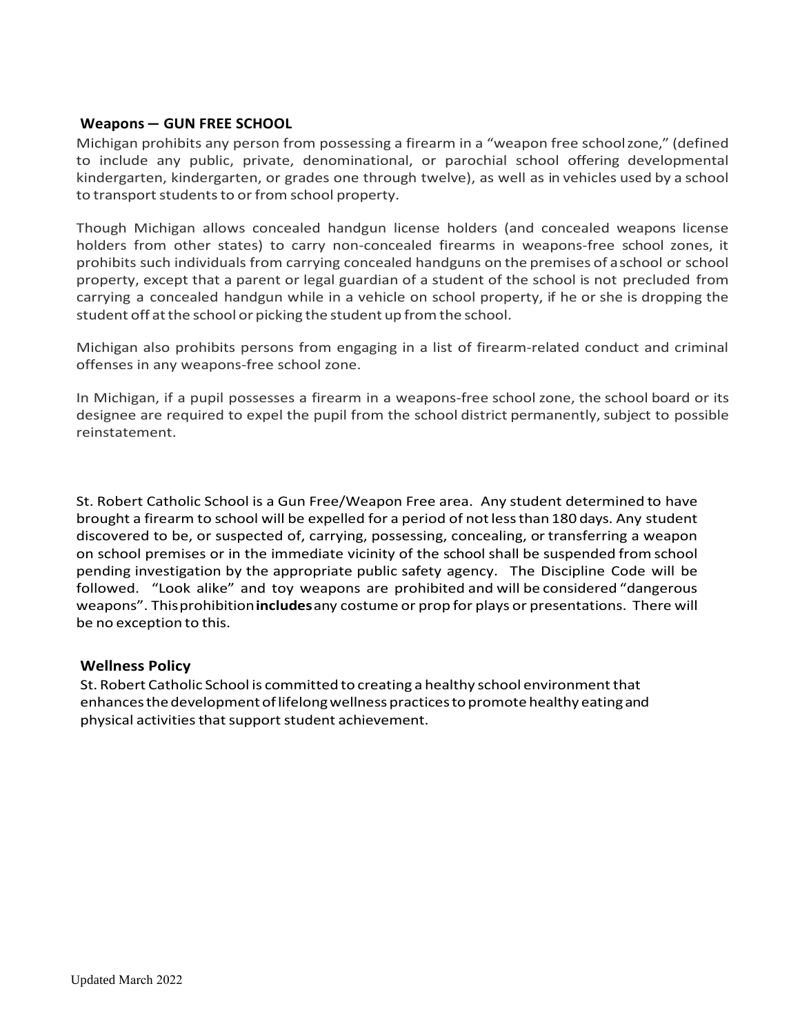## Weapons – GUN FREE SCHOOL

Michigan prohibits any person from possessing a firearm in a "weapon free school zone," (defined to include any public, private, denominational, or parochial school offering developmental kindergarten, kindergarten, or grades one through twelve), as well as in vehicles used by a school to transport students to or from school property.

Though Michigan allows concealed handgun license holders (and concealed weapons license holders from other states) to carry non-concealed firearms in weapons-free school zones, it prohibits such individuals from carrying concealed handguns on the premises of a school or school property, except that a parent or legal guardian of a student of the school is not precluded from carrying a concealed handgun while in a vehicle on school property, if he or she is dropping the student off at the school or picking the student up from the school.

Michigan also prohibits persons from engaging in a list of firearm-related conduct and criminal offenses in any weapons-free school zone.

In Michigan, if a pupil possesses a firearm in a weapons-free school zone, the school board or its designee are required to expel the pupil from the school district permanently, subject to possible reinstatement.

St. Robert Catholic School is a Gun Free/Weapon Free area. Any student determined to have brought a firearm to school will be expelled for a period of not less than 180 days. Any student discovered to be, or suspected of, carrying, possessing, concealing, or transferring a weapon on school premises or in the immediate vicinity of the school shall be suspended from school pending investigation by the appropriate public safety agency. The Discipline Code will be followed. "Look alike" and toy weapons are prohibited and will be considered "dangerous weapons". This prohibition **includes** any costume or prop for plays or presentations. There will be no exception to this.

## Wellness Policy

St. Robert Catholic School is committed to creating a healthy school environment that enhances the development of lifelong wellness practices to promote healthy eating and physical activities that support student achievement.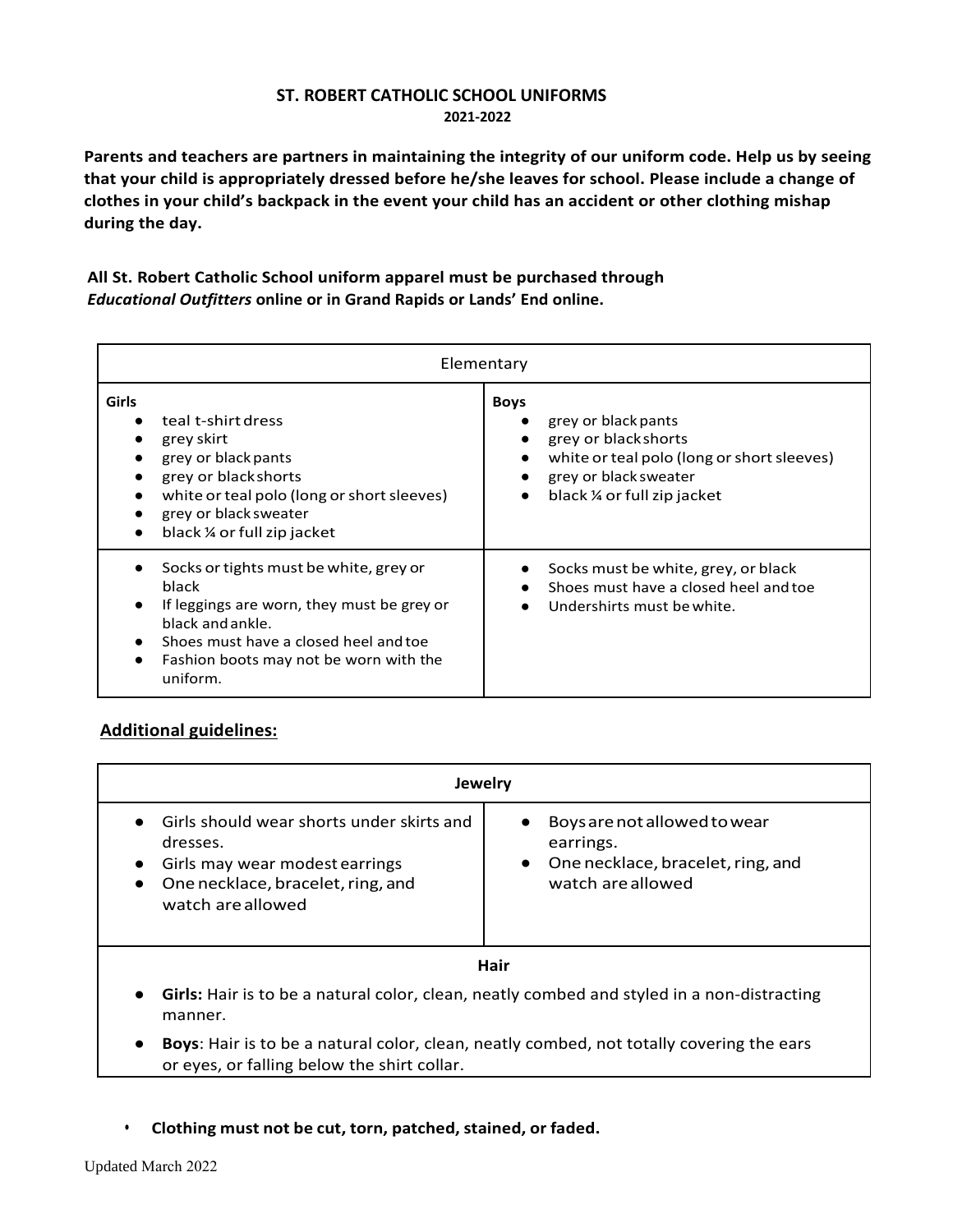## ST. ROBERT CATHOLIC SCHOOL UNIFORMS

**2021-2022**

**Parents and teachers are partners in maintaining the integrity of our uniform code. Help us by seeing that your child is appropriately dressed before he/she leaves for school. Please include a change of clothes in your child's backpack in the event your child has an accident or other clothing mishap during the day.**

**All St. Robert Catholic School uniform apparel must be purchased through *Educational Outfitters* online or in Grand Rapids or Lands' End online.**

| Elementary | |
|---|---|
| **Girls**<br>• teal t-shirt dress<br>• grey skirt<br>• grey or black pants<br>• grey or black shorts<br>• white or teal polo (long or short sleeves)<br>• grey or black sweater<br>• black ¼ or full zip jacket | **Boys**<br>• grey or black pants<br>• grey or black shorts<br>• white or teal polo (long or short sleeves)<br>• grey or black sweater<br>• black ¼ or full zip jacket |
| • Socks or tights must be white, grey or black<br>• If leggings are worn, they must be grey or black and ankle.<br>• Shoes must have a closed heel and toe<br>• Fashion boots may not be worn with the uniform. | • Socks must be white, grey, or black<br>• Shoes must have a closed heel and toe<br>• Undershirts must be white. |

### Additional guidelines:

| **Jewelry** | |
|---|---|
| • Girls should wear shorts under skirts and dresses.<br>• Girls may wear modest earrings<br>• One necklace, bracelet, ring, and watch are allowed | • Boys are not allowed to wear earrings.<br>• One necklace, bracelet, ring, and watch are allowed |
| **Hair** | |
| • **Girls:** Hair is to be a natural color, clean, neatly combed and styled in a non-distracting manner.<br>• **Boys**: Hair is to be a natural color, clean, neatly combed, not totally covering the ears or eyes, or falling below the shirt collar. | |

- **Clothing must not be cut, torn, patched, stained, or faded.**

Updated March 2022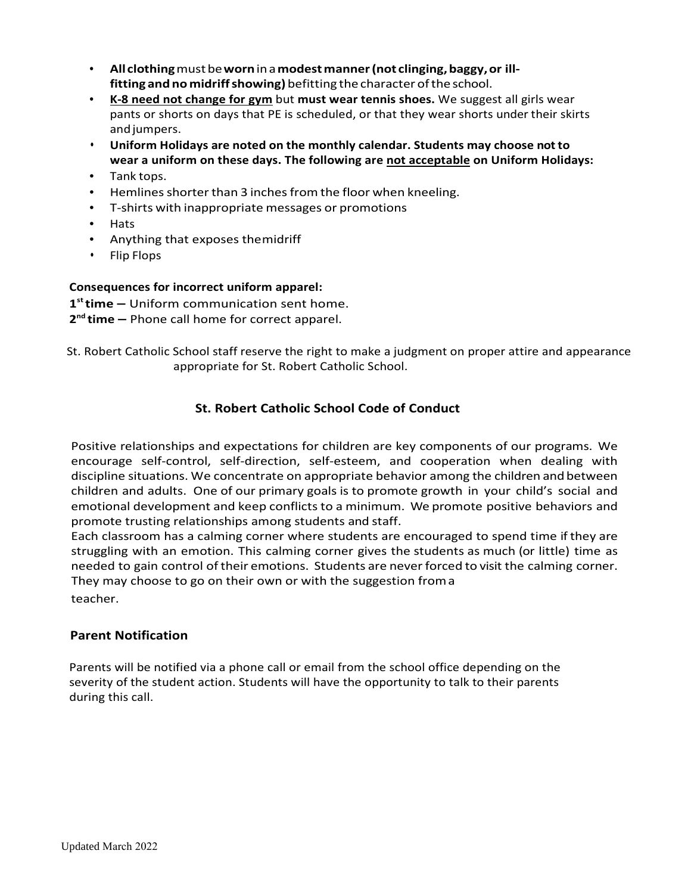- **All clothing** must be **worn** in a **modest manner (not clinging, baggy, or ill-fitting and no midriff showing)** befitting the character of the school.
- **K-8 need not change for gym** but **must wear tennis shoes.** We suggest all girls wear pants or shorts on days that PE is scheduled, or that they wear shorts under their skirts and jumpers.
- **Uniform Holidays are noted on the monthly calendar. Students may choose not to wear a uniform on these days. The following are not acceptable on Uniform Holidays:**
- Tank tops.
- Hemlines shorter than 3 inches from the floor when kneeling.
- T-shirts with inappropriate messages or promotions
- Hats
- Anything that exposes the midriff
- Flip Flops

**Consequences for incorrect uniform apparel:**

**1st time –** Uniform communication sent home.
**2nd time –** Phone call home for correct apparel.

St. Robert Catholic School staff reserve the right to make a judgment on proper attire and appearance appropriate for St. Robert Catholic School.

## St. Robert Catholic School Code of Conduct

Positive relationships and expectations for children are key components of our programs. We encourage self-control, self-direction, self-esteem, and cooperation when dealing with discipline situations. We concentrate on appropriate behavior among the children and between children and adults. One of our primary goals is to promote growth in your child's social and emotional development and keep conflicts to a minimum. We promote positive behaviors and promote trusting relationships among students and staff.
Each classroom has a calming corner where students are encouraged to spend time if they are struggling with an emotion. This calming corner gives the students as much (or little) time as needed to gain control of their emotions. Students are never forced to visit the calming corner. They may choose to go on their own or with the suggestion from a teacher.

### Parent Notification

Parents will be notified via a phone call or email from the school office depending on the severity of the student action. Students will have the opportunity to talk to their parents during this call.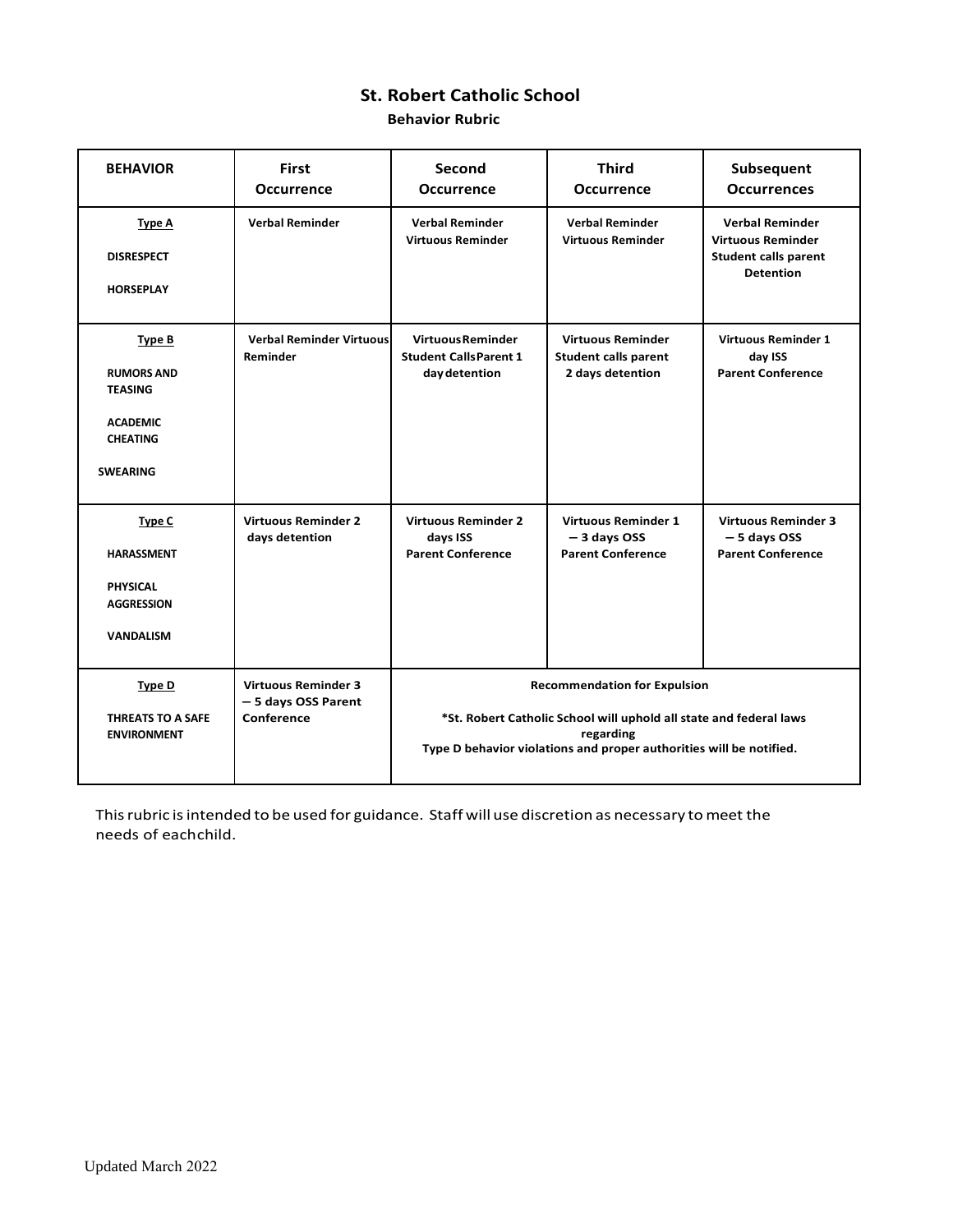# St. Robert Catholic School

## Behavior Rubric

| BEHAVIOR | First Occurrence | Second Occurrence | Third Occurrence | Subsequent Occurrences |
|---|---|---|---|---|
| **Type A**<br><br>DISRESPECT<br><br>HORSEPLAY | Verbal Reminder | Verbal Reminder<br>Virtuous Reminder | Verbal Reminder<br>Virtuous Reminder | Verbal Reminder<br>Virtuous Reminder<br>Student calls parent<br>Detention |
| **Type B**<br><br>RUMORS AND TEASING<br><br>ACADEMIC CHEATING<br><br>SWEARING | Verbal Reminder Virtuous Reminder | VirtuousReminder<br>Student CallsParent 1 daydetention | Virtuous Reminder<br>Student calls parent<br>2 days detention | Virtuous Reminder 1 day ISS<br>Parent Conference |
| **Type C**<br><br>HARASSMENT<br><br>PHYSICAL AGGRESSION<br><br>VANDALISM | Virtuous Reminder 2 days detention | Virtuous Reminder 2 days ISS<br>Parent Conference | Virtuous Reminder 1 – 3 days OSS<br>Parent Conference | Virtuous Reminder 3 – 5 days OSS<br>Parent Conference |
| **Type D**<br><br>THREATS TO A SAFE ENVIRONMENT | Virtuous Reminder 3 – 5 days OSS Parent Conference | Recommendation for Expulsion<br><br>*St. Robert Catholic School will uphold all state and federal laws regarding Type D behavior violations and proper authorities will be notified. | | |

This rubric is intended to be used for guidance. Staff will use discretion as necessary to meet the needs of eachchild.

Updated March 2022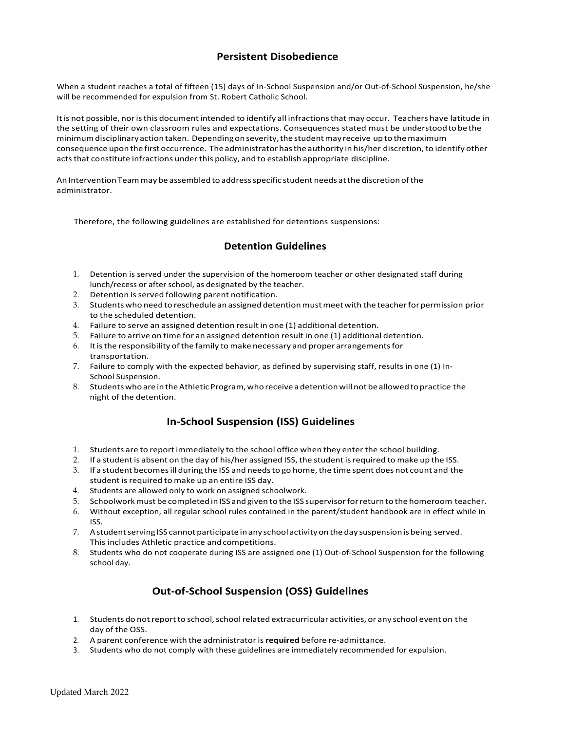## Persistent Disobedience

When a student reaches a total of fifteen (15) days of In-School Suspension and/or Out-of-School Suspension, he/she will be recommended for expulsion from St. Robert Catholic School.

It is not possible, nor is this document intended to identify all infractions that may occur. Teachers have latitude in the setting of their own classroom rules and expectations. Consequences stated must be understood to be the minimum disciplinary action taken. Depending on severity, the student may receive up to the maximum consequence upon the first occurrence. The administrator has the authority in his/her discretion, to identify other acts that constitute infractions under this policy, and to establish appropriate discipline.

An Intervention Team may be assembled to address specific student needs at the discretion of the administrator.

Therefore, the following guidelines are established for detentions suspensions:

## Detention Guidelines

1. Detention is served under the supervision of the homeroom teacher or other designated staff during lunch/recess or after school, as designated by the teacher.
2. Detention is served following parent notification.
3. Students who need to reschedule an assigned detention must meet with the teacher for permission prior to the scheduled detention.
4. Failure to serve an assigned detention result in one (1) additional detention.
5. Failure to arrive on time for an assigned detention result in one (1) additional detention.
6. It is the responsibility of the family to make necessary and proper arrangements for transportation.
7. Failure to comply with the expected behavior, as defined by supervising staff, results in one (1) In-School Suspension.
8. Students who are in the Athletic Program, who receive a detention will not be allowed to practice the night of the detention.

## In-School Suspension (ISS) Guidelines

1. Students are to report immediately to the school office when they enter the school building.
2. If a student is absent on the day of his/her assigned ISS, the student is required to make up the ISS.
3. If a student becomes ill during the ISS and needs to go home, the time spent does not count and the student is required to make up an entire ISS day.
4. Students are allowed only to work on assigned schoolwork.
5. Schoolwork must be completed in ISS and given to the ISS supervisor for return to the homeroom teacher.
6. Without exception, all regular school rules contained in the parent/student handbook are in effect while in ISS.
7. A student serving ISS cannot participate in any school activity on the day suspension is being served. This includes Athletic practice and competitions.
8. Students who do not cooperate during ISS are assigned one (1) Out-of-School Suspension for the following school day.

## Out-of-School Suspension (OSS) Guidelines

1. Students do not report to school, school related extracurricular activities, or any school event on the day of the OSS.
2. A parent conference with the administrator is **required** before re-admittance.
3. Students who do not comply with these guidelines are immediately recommended for expulsion.

Updated March 2022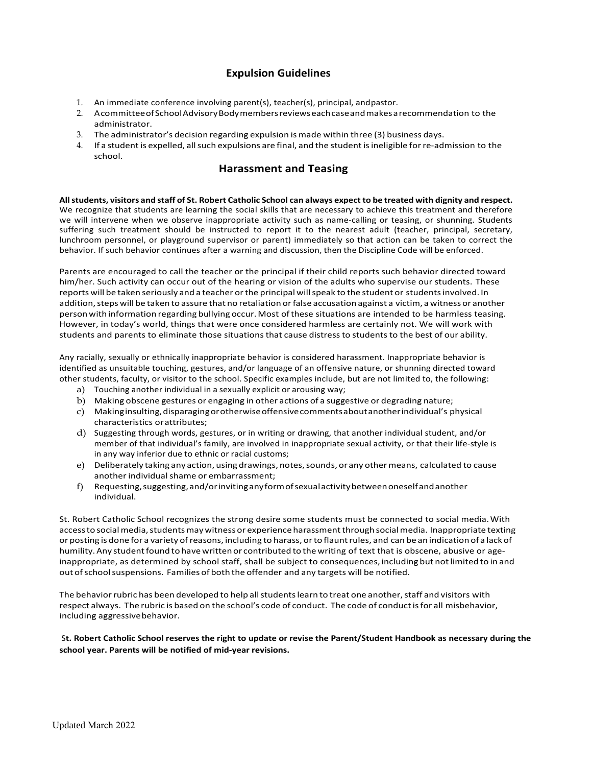## Expulsion Guidelines

1. An immediate conference involving parent(s), teacher(s), principal, and pastor.
2. A committee of School Advisory Body members reviews each case and makes a recommendation to the administrator.
3. The administrator's decision regarding expulsion is made within three (3) business days.
4. If a student is expelled, all such expulsions are final, and the student is ineligible for re-admission to the school.

## Harassment and Teasing

**All students, visitors and staff of St. Robert Catholic School can always expect to be treated with dignity and respect.** We recognize that students are learning the social skills that are necessary to achieve this treatment and therefore we will intervene when we observe inappropriate activity such as name-calling or teasing, or shunning. Students suffering such treatment should be instructed to report it to the nearest adult (teacher, principal, secretary, lunchroom personnel, or playground supervisor or parent) immediately so that action can be taken to correct the behavior. If such behavior continues after a warning and discussion, then the Discipline Code will be enforced.

Parents are encouraged to call the teacher or the principal if their child reports such behavior directed toward him/her. Such activity can occur out of the hearing or vision of the adults who supervise our students. These reports will be taken seriously and a teacher or the principal will speak to the student or students involved. In addition, steps will be taken to assure that no retaliation or false accusation against a victim, a witness or another person with information regarding bullying occur. Most of these situations are intended to be harmless teasing. However, in today's world, things that were once considered harmless are certainly not. We will work with students and parents to eliminate those situations that cause distress to students to the best of our ability.

Any racially, sexually or ethnically inappropriate behavior is considered harassment. Inappropriate behavior is identified as unsuitable touching, gestures, and/or language of an offensive nature, or shunning directed toward other students, faculty, or visitor to the school. Specific examples include, but are not limited to, the following:

a) Touching another individual in a sexually explicit or arousing way;
b) Making obscene gestures or engaging in other actions of a suggestive or degrading nature;
c) Making insulting, disparaging or otherwise offensive comments about another individual's physical characteristics or attributes;
d) Suggesting through words, gestures, or in writing or drawing, that another individual student, and/or member of that individual's family, are involved in inappropriate sexual activity, or that their life-style is in any way inferior due to ethnic or racial customs;
e) Deliberately taking any action, using drawings, notes, sounds, or any other means, calculated to cause another individual shame or embarrassment;
f) Requesting, suggesting, and/or inviting any form of sexual activity between oneself and another individual.

St. Robert Catholic School recognizes the strong desire some students must be connected to social media. With access to social media, students may witness or experience harassment through social media. Inappropriate texting or posting is done for a variety of reasons, including to harass, or to flaunt rules, and can be an indication of a lack of humility. Any student found to have written or contributed to the writing of text that is obscene, abusive or age-inappropriate, as determined by school staff, shall be subject to consequences, including but not limited to in and out of school suspensions. Families of both the offender and any targets will be notified.

The behavior rubric has been developed to help all students learn to treat one another, staff and visitors with respect always. The rubric is based on the school's code of conduct. The code of conduct is for all misbehavior, including aggressive behavior.

**St. Robert Catholic School reserves the right to update or revise the Parent/Student Handbook as necessary during the school year. Parents will be notified of mid-year revisions.**

Updated March 2022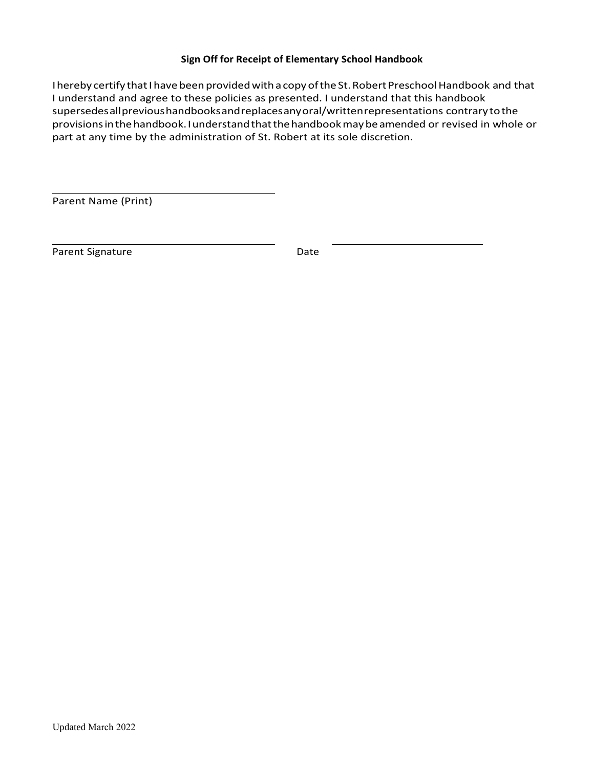**Sign Off for Receipt of Elementary School Handbook**

I hereby certify that I have been provided with a copy of the St. Robert Preschool Handbook and that I understand and agree to these policies as presented. I understand that this handbook supersedes all previous handbooks and replaces any oral/written representations contrary to the provisions in the handbook. I understand that the handbook may be amended or revised in whole or part at any time by the administration of St. Robert at its sole discretion.

\_\_\_\_\_\_\_\_\_\_\_\_\_\_\_\_\_\_\_\_\_\_\_\_\_\_\_\_\_\_\_\_\_\_\_\_

Parent Name (Print)

\_\_\_\_\_\_\_\_\_\_\_\_\_\_\_\_\_\_\_\_\_\_\_\_\_\_\_\_\_\_\_\_\_\_\_\_ \_\_\_\_\_\_\_\_\_\_\_\_\_\_\_\_\_\_\_\_\_\_\_\_\_

Parent Signature Date

Updated March 2022